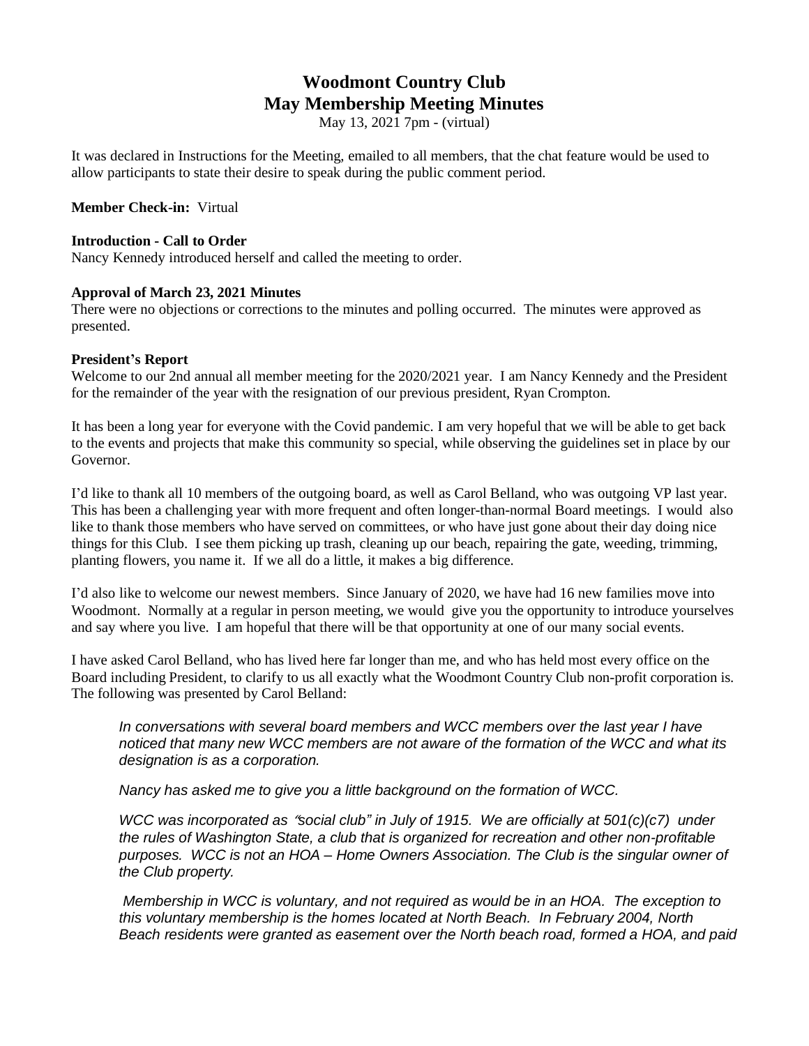# Woodmont Country Club
## May Membership Meeting Minutes

May 13, 2021 7pm - (virtual)

It was declared in Instructions for the Meeting, emailed to all members, that the chat feature would be used to allow participants to state their desire to speak during the public comment period.

**Member Check-in:** Virtual

**Introduction - Call to Order**

Nancy Kennedy introduced herself and called the meeting to order.

**Approval of March 23, 2021 Minutes**

There were no objections or corrections to the minutes and polling occurred. The minutes were approved as presented.

**President's Report**

Welcome to our 2nd annual all member meeting for the 2020/2021 year. I am Nancy Kennedy and the President for the remainder of the year with the resignation of our previous president, Ryan Crompton.

It has been a long year for everyone with the Covid pandemic. I am very hopeful that we will be able to get back to the events and projects that make this community so special, while observing the guidelines set in place by our Governor.

I'd like to thank all 10 members of the outgoing board, as well as Carol Belland, who was outgoing VP last year. This has been a challenging year with more frequent and often longer-than-normal Board meetings. I would also like to thank those members who have served on committees, or who have just gone about their day doing nice things for this Club. I see them picking up trash, cleaning up our beach, repairing the gate, weeding, trimming, planting flowers, you name it. If we all do a little, it makes a big difference.

I'd also like to welcome our newest members. Since January of 2020, we have had 16 new families move into Woodmont. Normally at a regular in person meeting, we would give you the opportunity to introduce yourselves and say where you live. I am hopeful that there will be that opportunity at one of our many social events.

I have asked Carol Belland, who has lived here far longer than me, and who has held most every office on the Board including President, to clarify to us all exactly what the Woodmont Country Club non-profit corporation is. The following was presented by Carol Belland:

> *In conversations with several board members and WCC members over the last year I have noticed that many new WCC members are not aware of the formation of the WCC and what its designation is as a corporation.*
>
> *Nancy has asked me to give you a little background on the formation of WCC.*
>
> *WCC was incorporated as "social club" in July of 1915. We are officially at 501(c)(c7) under the rules of Washington State, a club that is organized for recreation and other non-profitable purposes. WCC is not an HOA – Home Owners Association. The Club is the singular owner of the Club property.*
>
> *Membership in WCC is voluntary, and not required as would be in an HOA. The exception to this voluntary membership is the homes located at North Beach. In February 2004, North Beach residents were granted as easement over the North beach road, formed a HOA, and paid*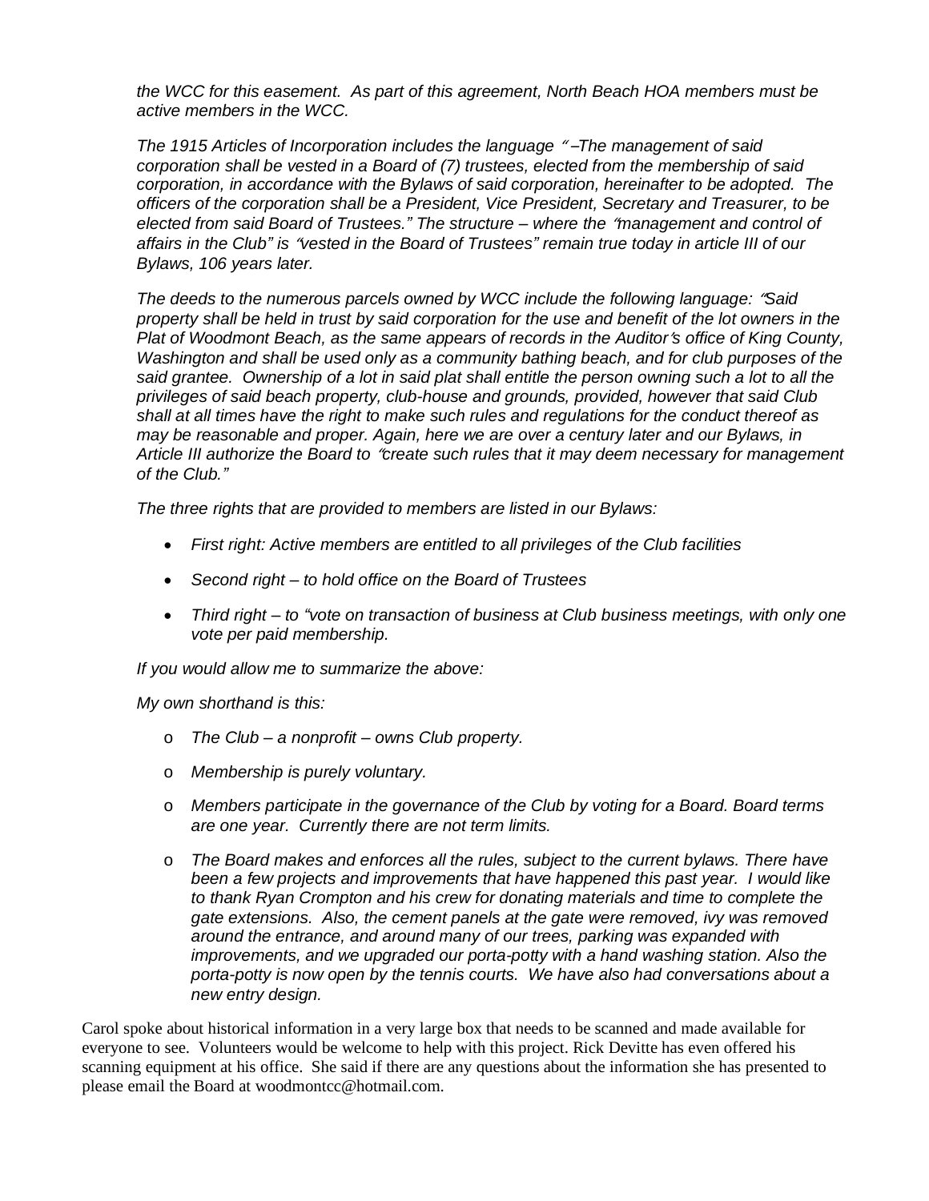*the WCC for this easement. As part of this agreement, North Beach HOA members must be active members in the WCC.*

*The 1915 Articles of Incorporation includes the language " –The management of said corporation shall be vested in a Board of (7) trustees, elected from the membership of said corporation, in accordance with the Bylaws of said corporation, hereinafter to be adopted. The officers of the corporation shall be a President, Vice President, Secretary and Treasurer, to be elected from said Board of Trustees." The structure – where the "management and control of affairs in the Club" is "vested in the Board of Trustees" remain true today in article III of our Bylaws, 106 years later.*

*The deeds to the numerous parcels owned by WCC include the following language: "Said property shall be held in trust by said corporation for the use and benefit of the lot owners in the Plat of Woodmont Beach, as the same appears of records in the Auditor's office of King County, Washington and shall be used only as a community bathing beach, and for club purposes of the said grantee. Ownership of a lot in said plat shall entitle the person owning such a lot to all the privileges of said beach property, club-house and grounds, provided, however that said Club shall at all times have the right to make such rules and regulations for the conduct thereof as may be reasonable and proper. Again, here we are over a century later and our Bylaws, in Article III authorize the Board to "create such rules that it may deem necessary for management of the Club."*

*The three rights that are provided to members are listed in our Bylaws:*

- *First right: Active members are entitled to all privileges of the Club facilities*
- *Second right – to hold office on the Board of Trustees*
- *Third right – to "vote on transaction of business at Club business meetings, with only one vote per paid membership.*

*If you would allow me to summarize the above:*

*My own shorthand is this:*

- *The Club – a nonprofit – owns Club property.*
- *Membership is purely voluntary.*
- *Members participate in the governance of the Club by voting for a Board. Board terms are one year. Currently there are not term limits.*
- *The Board makes and enforces all the rules, subject to the current bylaws. There have been a few projects and improvements that have happened this past year. I would like to thank Ryan Crompton and his crew for donating materials and time to complete the gate extensions. Also, the cement panels at the gate were removed, ivy was removed around the entrance, and around many of our trees, parking was expanded with improvements, and we upgraded our porta-potty with a hand washing station. Also the porta-potty is now open by the tennis courts. We have also had conversations about a new entry design.*

Carol spoke about historical information in a very large box that needs to be scanned and made available for everyone to see. Volunteers would be welcome to help with this project. Rick Devitte has even offered his scanning equipment at his office. She said if there are any questions about the information she has presented to please email the Board at woodmontcc@hotmail.com.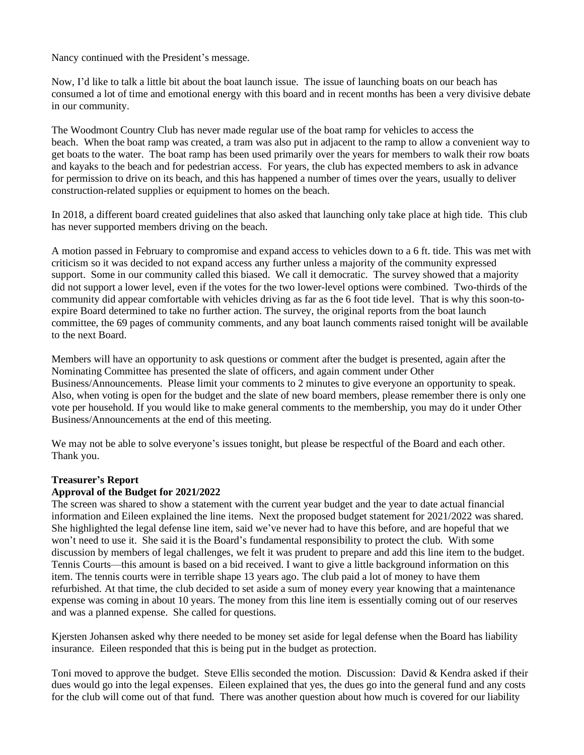Nancy continued with the President's message.

Now, I'd like to talk a little bit about the boat launch issue. The issue of launching boats on our beach has consumed a lot of time and emotional energy with this board and in recent months has been a very divisive debate in our community.

The Woodmont Country Club has never made regular use of the boat ramp for vehicles to access the beach. When the boat ramp was created, a tram was also put in adjacent to the ramp to allow a convenient way to get boats to the water. The boat ramp has been used primarily over the years for members to walk their row boats and kayaks to the beach and for pedestrian access. For years, the club has expected members to ask in advance for permission to drive on its beach, and this has happened a number of times over the years, usually to deliver construction-related supplies or equipment to homes on the beach.

In 2018, a different board created guidelines that also asked that launching only take place at high tide. This club has never supported members driving on the beach.

A motion passed in February to compromise and expand access to vehicles down to a 6 ft. tide. This was met with criticism so it was decided to not expand access any further unless a majority of the community expressed support. Some in our community called this biased. We call it democratic. The survey showed that a majority did not support a lower level, even if the votes for the two lower-level options were combined. Two-thirds of the community did appear comfortable with vehicles driving as far as the 6 foot tide level. That is why this soon-to-expire Board determined to take no further action. The survey, the original reports from the boat launch committee, the 69 pages of community comments, and any boat launch comments raised tonight will be available to the next Board.

Members will have an opportunity to ask questions or comment after the budget is presented, again after the Nominating Committee has presented the slate of officers, and again comment under Other Business/Announcements. Please limit your comments to 2 minutes to give everyone an opportunity to speak. Also, when voting is open for the budget and the slate of new board members, please remember there is only one vote per household. If you would like to make general comments to the membership, you may do it under Other Business/Announcements at the end of this meeting.

We may not be able to solve everyone's issues tonight, but please be respectful of the Board and each other. Thank you.

**Treasurer's Report**
**Approval of the Budget for 2021/2022**

The screen was shared to show a statement with the current year budget and the year to date actual financial information and Eileen explained the line items. Next the proposed budget statement for 2021/2022 was shared. She highlighted the legal defense line item, said we've never had to have this before, and are hopeful that we won't need to use it. She said it is the Board's fundamental responsibility to protect the club. With some discussion by members of legal challenges, we felt it was prudent to prepare and add this line item to the budget. Tennis Courts—this amount is based on a bid received. I want to give a little background information on this item. The tennis courts were in terrible shape 13 years ago. The club paid a lot of money to have them refurbished. At that time, the club decided to set aside a sum of money every year knowing that a maintenance expense was coming in about 10 years. The money from this line item is essentially coming out of our reserves and was a planned expense. She called for questions.

Kjersten Johansen asked why there needed to be money set aside for legal defense when the Board has liability insurance. Eileen responded that this is being put in the budget as protection.

Toni moved to approve the budget. Steve Ellis seconded the motion. Discussion: David & Kendra asked if their dues would go into the legal expenses. Eileen explained that yes, the dues go into the general fund and any costs for the club will come out of that fund. There was another question about how much is covered for our liability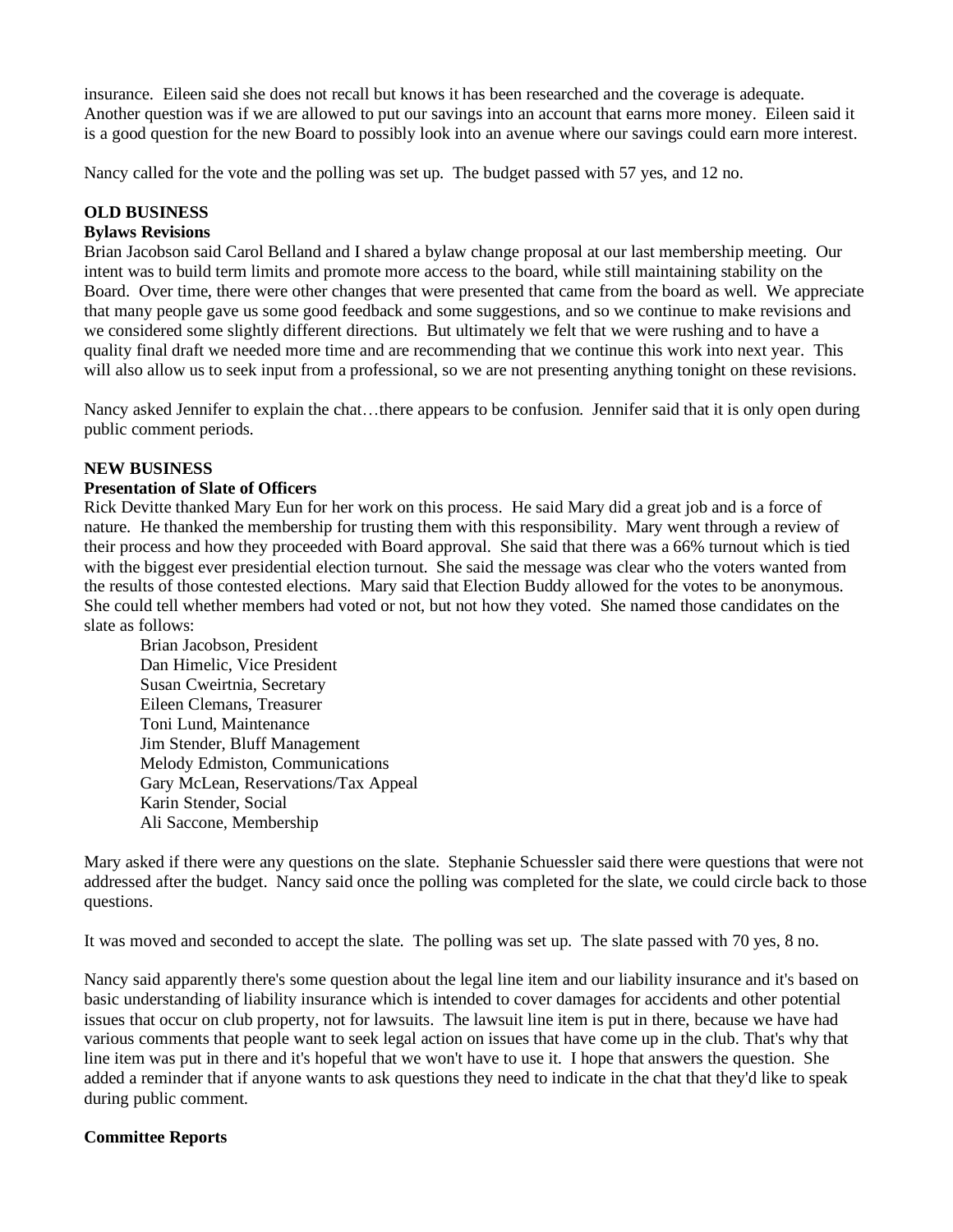insurance. Eileen said she does not recall but knows it has been researched and the coverage is adequate. Another question was if we are allowed to put our savings into an account that earns more money. Eileen said it is a good question for the new Board to possibly look into an avenue where our savings could earn more interest.

Nancy called for the vote and the polling was set up. The budget passed with 57 yes, and 12 no.

**OLD BUSINESS**

**Bylaws Revisions**

Brian Jacobson said Carol Belland and I shared a bylaw change proposal at our last membership meeting. Our intent was to build term limits and promote more access to the board, while still maintaining stability on the Board. Over time, there were other changes that were presented that came from the board as well. We appreciate that many people gave us some good feedback and some suggestions, and so we continue to make revisions and we considered some slightly different directions. But ultimately we felt that we were rushing and to have a quality final draft we needed more time and are recommending that we continue this work into next year. This will also allow us to seek input from a professional, so we are not presenting anything tonight on these revisions.

Nancy asked Jennifer to explain the chat…there appears to be confusion. Jennifer said that it is only open during public comment periods.

**NEW BUSINESS**

**Presentation of Slate of Officers**

Rick Devitte thanked Mary Eun for her work on this process. He said Mary did a great job and is a force of nature. He thanked the membership for trusting them with this responsibility. Mary went through a review of their process and how they proceeded with Board approval. She said that there was a 66% turnout which is tied with the biggest ever presidential election turnout. She said the message was clear who the voters wanted from the results of those contested elections. Mary said that Election Buddy allowed for the votes to be anonymous. She could tell whether members had voted or not, but not how they voted. She named those candidates on the slate as follows:

Brian Jacobson, President
Dan Himelic, Vice President
Susan Cweirtnia, Secretary
Eileen Clemans, Treasurer
Toni Lund, Maintenance
Jim Stender, Bluff Management
Melody Edmiston, Communications
Gary McLean, Reservations/Tax Appeal
Karin Stender, Social
Ali Saccone, Membership

Mary asked if there were any questions on the slate. Stephanie Schuessler said there were questions that were not addressed after the budget. Nancy said once the polling was completed for the slate, we could circle back to those questions.

It was moved and seconded to accept the slate. The polling was set up. The slate passed with 70 yes, 8 no.

Nancy said apparently there's some question about the legal line item and our liability insurance and it's based on basic understanding of liability insurance which is intended to cover damages for accidents and other potential issues that occur on club property, not for lawsuits. The lawsuit line item is put in there, because we have had various comments that people want to seek legal action on issues that have come up in the club. That's why that line item was put in there and it's hopeful that we won't have to use it. I hope that answers the question. She added a reminder that if anyone wants to ask questions they need to indicate in the chat that they'd like to speak during public comment.

**Committee Reports**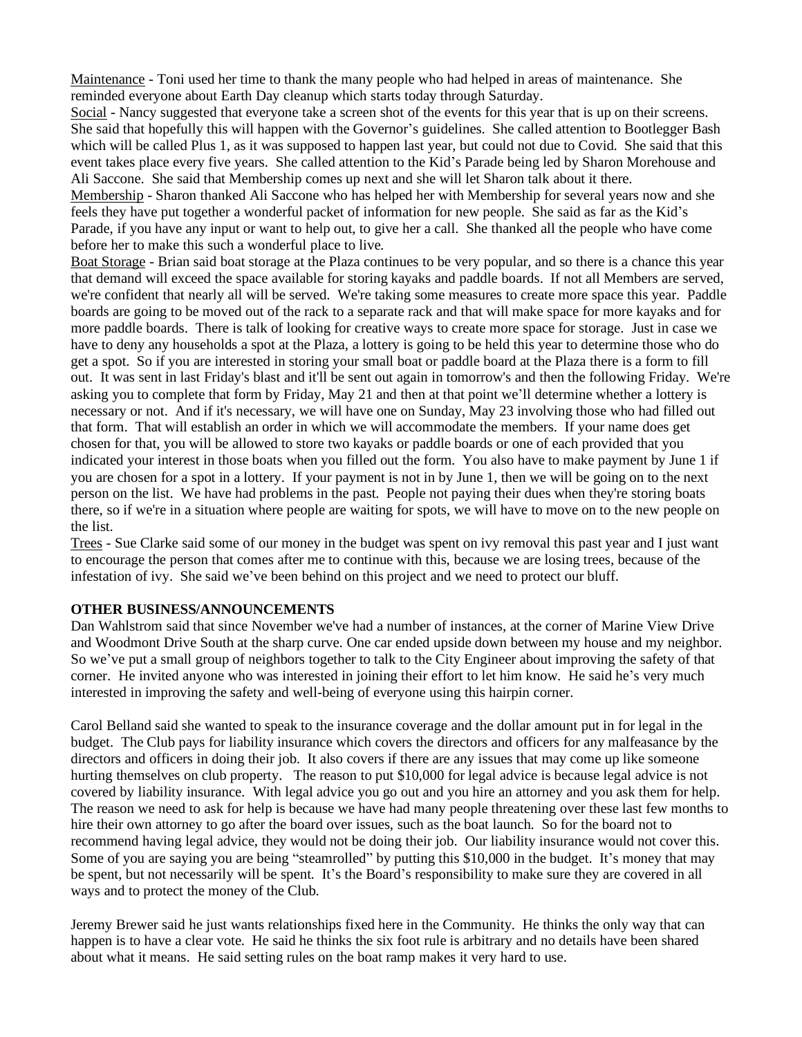Maintenance - Toni used her time to thank the many people who had helped in areas of maintenance. She reminded everyone about Earth Day cleanup which starts today through Saturday.

Social - Nancy suggested that everyone take a screen shot of the events for this year that is up on their screens. She said that hopefully this will happen with the Governor's guidelines. She called attention to Bootlegger Bash which will be called Plus 1, as it was supposed to happen last year, but could not due to Covid. She said that this event takes place every five years. She called attention to the Kid's Parade being led by Sharon Morehouse and Ali Saccone. She said that Membership comes up next and she will let Sharon talk about it there.

Membership - Sharon thanked Ali Saccone who has helped her with Membership for several years now and she feels they have put together a wonderful packet of information for new people. She said as far as the Kid's Parade, if you have any input or want to help out, to give her a call. She thanked all the people who have come before her to make this such a wonderful place to live.

Boat Storage - Brian said boat storage at the Plaza continues to be very popular, and so there is a chance this year that demand will exceed the space available for storing kayaks and paddle boards. If not all Members are served, we're confident that nearly all will be served. We're taking some measures to create more space this year. Paddle boards are going to be moved out of the rack to a separate rack and that will make space for more kayaks and for more paddle boards. There is talk of looking for creative ways to create more space for storage. Just in case we have to deny any households a spot at the Plaza, a lottery is going to be held this year to determine those who do get a spot. So if you are interested in storing your small boat or paddle board at the Plaza there is a form to fill out. It was sent in last Friday's blast and it'll be sent out again in tomorrow's and then the following Friday. We're asking you to complete that form by Friday, May 21 and then at that point we'll determine whether a lottery is necessary or not. And if it's necessary, we will have one on Sunday, May 23 involving those who had filled out that form. That will establish an order in which we will accommodate the members. If your name does get chosen for that, you will be allowed to store two kayaks or paddle boards or one of each provided that you indicated your interest in those boats when you filled out the form. You also have to make payment by June 1 if you are chosen for a spot in a lottery. If your payment is not in by June 1, then we will be going on to the next person on the list. We have had problems in the past. People not paying their dues when they're storing boats there, so if we're in a situation where people are waiting for spots, we will have to move on to the new people on the list.

Trees - Sue Clarke said some of our money in the budget was spent on ivy removal this past year and I just want to encourage the person that comes after me to continue with this, because we are losing trees, because of the infestation of ivy. She said we've been behind on this project and we need to protect our bluff.

**OTHER BUSINESS/ANNOUNCEMENTS**

Dan Wahlstrom said that since November we've had a number of instances, at the corner of Marine View Drive and Woodmont Drive South at the sharp curve. One car ended upside down between my house and my neighbor. So we've put a small group of neighbors together to talk to the City Engineer about improving the safety of that corner. He invited anyone who was interested in joining their effort to let him know. He said he's very much interested in improving the safety and well-being of everyone using this hairpin corner.

Carol Belland said she wanted to speak to the insurance coverage and the dollar amount put in for legal in the budget. The Club pays for liability insurance which covers the directors and officers for any malfeasance by the directors and officers in doing their job. It also covers if there are any issues that may come up like someone hurting themselves on club property. The reason to put $10,000 for legal advice is because legal advice is not covered by liability insurance. With legal advice you go out and you hire an attorney and you ask them for help. The reason we need to ask for help is because we have had many people threatening over these last few months to hire their own attorney to go after the board over issues, such as the boat launch. So for the board not to recommend having legal advice, they would not be doing their job. Our liability insurance would not cover this. Some of you are saying you are being "steamrolled" by putting this $10,000 in the budget. It's money that may be spent, but not necessarily will be spent. It's the Board's responsibility to make sure they are covered in all ways and to protect the money of the Club.

Jeremy Brewer said he just wants relationships fixed here in the Community. He thinks the only way that can happen is to have a clear vote. He said he thinks the six foot rule is arbitrary and no details have been shared about what it means. He said setting rules on the boat ramp makes it very hard to use.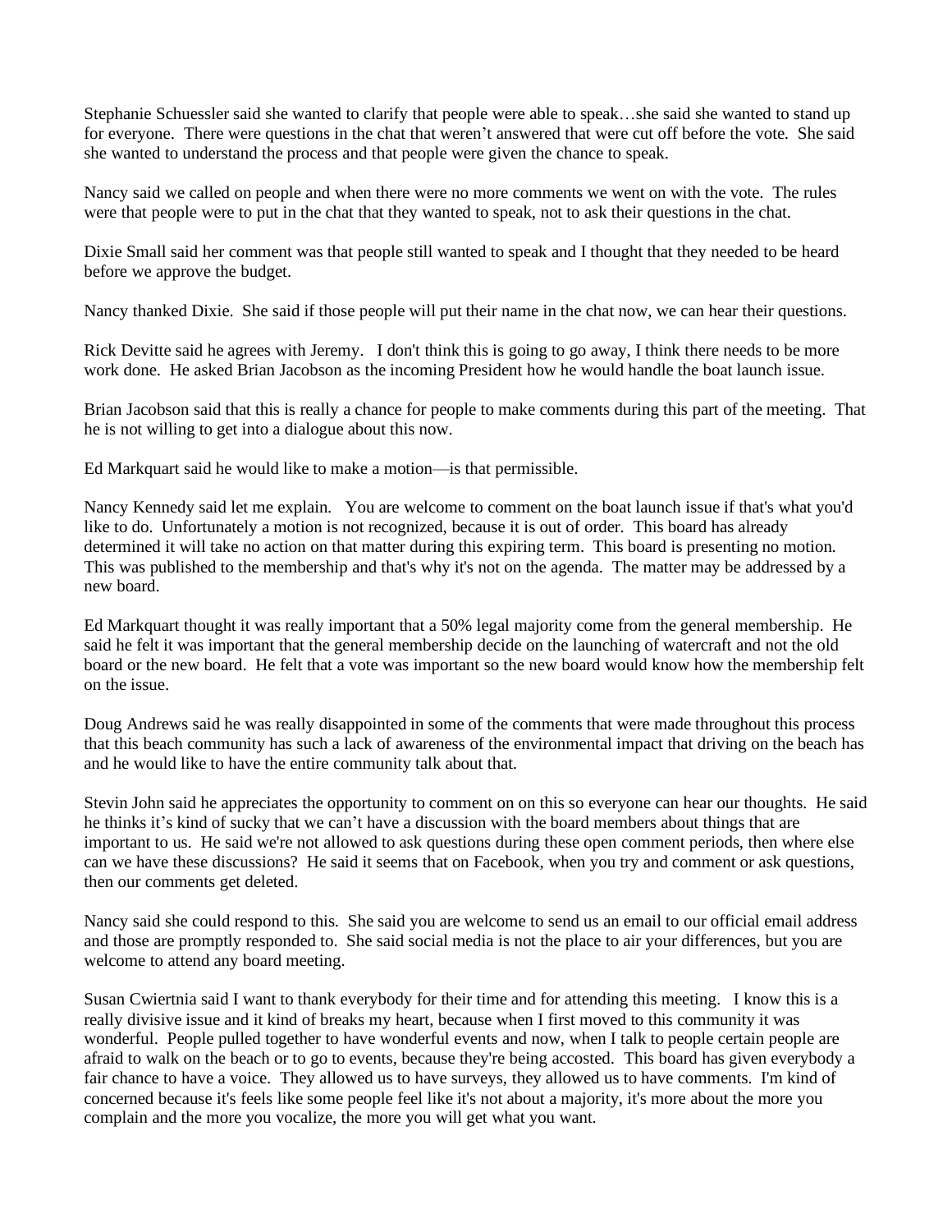Stephanie Schuessler said she wanted to clarify that people were able to speak…she said she wanted to stand up for everyone. There were questions in the chat that weren't answered that were cut off before the vote. She said she wanted to understand the process and that people were given the chance to speak.

Nancy said we called on people and when there were no more comments we went on with the vote. The rules were that people were to put in the chat that they wanted to speak, not to ask their questions in the chat.

Dixie Small said her comment was that people still wanted to speak and I thought that they needed to be heard before we approve the budget.

Nancy thanked Dixie. She said if those people will put their name in the chat now, we can hear their questions.

Rick Devitte said he agrees with Jeremy. I don't think this is going to go away, I think there needs to be more work done. He asked Brian Jacobson as the incoming President how he would handle the boat launch issue.

Brian Jacobson said that this is really a chance for people to make comments during this part of the meeting. That he is not willing to get into a dialogue about this now.

Ed Markquart said he would like to make a motion—is that permissible.

Nancy Kennedy said let me explain. You are welcome to comment on the boat launch issue if that's what you'd like to do. Unfortunately a motion is not recognized, because it is out of order. This board has already determined it will take no action on that matter during this expiring term. This board is presenting no motion. This was published to the membership and that's why it's not on the agenda. The matter may be addressed by a new board.

Ed Markquart thought it was really important that a 50% legal majority come from the general membership. He said he felt it was important that the general membership decide on the launching of watercraft and not the old board or the new board. He felt that a vote was important so the new board would know how the membership felt on the issue.

Doug Andrews said he was really disappointed in some of the comments that were made throughout this process that this beach community has such a lack of awareness of the environmental impact that driving on the beach has and he would like to have the entire community talk about that.

Stevin John said he appreciates the opportunity to comment on on this so everyone can hear our thoughts. He said he thinks it's kind of sucky that we can't have a discussion with the board members about things that are important to us. He said we're not allowed to ask questions during these open comment periods, then where else can we have these discussions? He said it seems that on Facebook, when you try and comment or ask questions, then our comments get deleted.

Nancy said she could respond to this. She said you are welcome to send us an email to our official email address and those are promptly responded to. She said social media is not the place to air your differences, but you are welcome to attend any board meeting.

Susan Cwiertnia said I want to thank everybody for their time and for attending this meeting. I know this is a really divisive issue and it kind of breaks my heart, because when I first moved to this community it was wonderful. People pulled together to have wonderful events and now, when I talk to people certain people are afraid to walk on the beach or to go to events, because they're being accosted. This board has given everybody a fair chance to have a voice. They allowed us to have surveys, they allowed us to have comments. I'm kind of concerned because it's feels like some people feel like it's not about a majority, it's more about the more you complain and the more you vocalize, the more you will get what you want.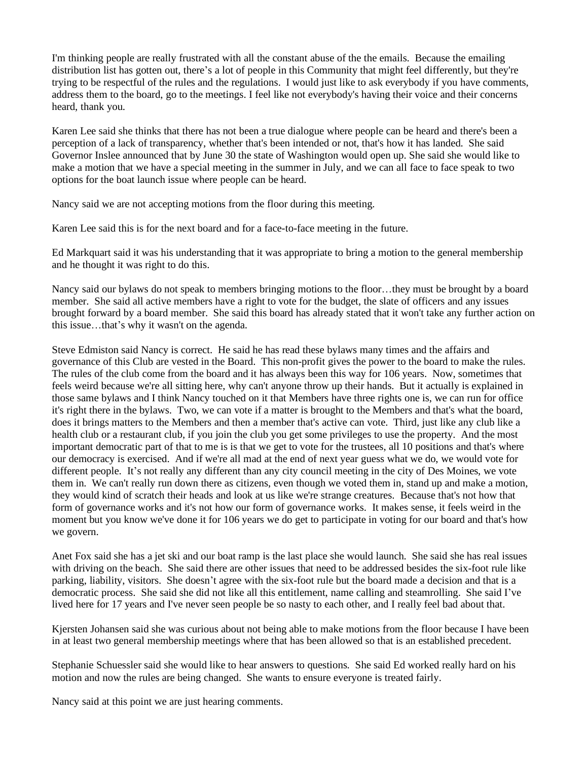I'm thinking people are really frustrated with all the constant abuse of the the emails. Because the emailing distribution list has gotten out, there's a lot of people in this Community that might feel differently, but they're trying to be respectful of the rules and the regulations. I would just like to ask everybody if you have comments, address them to the board, go to the meetings. I feel like not everybody's having their voice and their concerns heard, thank you.

Karen Lee said she thinks that there has not been a true dialogue where people can be heard and there's been a perception of a lack of transparency, whether that's been intended or not, that's how it has landed. She said Governor Inslee announced that by June 30 the state of Washington would open up. She said she would like to make a motion that we have a special meeting in the summer in July, and we can all face to face speak to two options for the boat launch issue where people can be heard.

Nancy said we are not accepting motions from the floor during this meeting.

Karen Lee said this is for the next board and for a face-to-face meeting in the future.

Ed Markquart said it was his understanding that it was appropriate to bring a motion to the general membership and he thought it was right to do this.

Nancy said our bylaws do not speak to members bringing motions to the floor…they must be brought by a board member. She said all active members have a right to vote for the budget, the slate of officers and any issues brought forward by a board member. She said this board has already stated that it won't take any further action on this issue…that's why it wasn't on the agenda.

Steve Edmiston said Nancy is correct. He said he has read these bylaws many times and the affairs and governance of this Club are vested in the Board. This non-profit gives the power to the board to make the rules. The rules of the club come from the board and it has always been this way for 106 years. Now, sometimes that feels weird because we're all sitting here, why can't anyone throw up their hands. But it actually is explained in those same bylaws and I think Nancy touched on it that Members have three rights one is, we can run for office it's right there in the bylaws. Two, we can vote if a matter is brought to the Members and that's what the board, does it brings matters to the Members and then a member that's active can vote. Third, just like any club like a health club or a restaurant club, if you join the club you get some privileges to use the property. And the most important democratic part of that to me is is that we get to vote for the trustees, all 10 positions and that's where our democracy is exercised. And if we're all mad at the end of next year guess what we do, we would vote for different people. It's not really any different than any city council meeting in the city of Des Moines, we vote them in. We can't really run down there as citizens, even though we voted them in, stand up and make a motion, they would kind of scratch their heads and look at us like we're strange creatures. Because that's not how that form of governance works and it's not how our form of governance works. It makes sense, it feels weird in the moment but you know we've done it for 106 years we do get to participate in voting for our board and that's how we govern.

Anet Fox said she has a jet ski and our boat ramp is the last place she would launch. She said she has real issues with driving on the beach. She said there are other issues that need to be addressed besides the six-foot rule like parking, liability, visitors. She doesn't agree with the six-foot rule but the board made a decision and that is a democratic process. She said she did not like all this entitlement, name calling and steamrolling. She said I've lived here for 17 years and I've never seen people be so nasty to each other, and I really feel bad about that.

Kjersten Johansen said she was curious about not being able to make motions from the floor because I have been in at least two general membership meetings where that has been allowed so that is an established precedent.

Stephanie Schuessler said she would like to hear answers to questions. She said Ed worked really hard on his motion and now the rules are being changed. She wants to ensure everyone is treated fairly.

Nancy said at this point we are just hearing comments.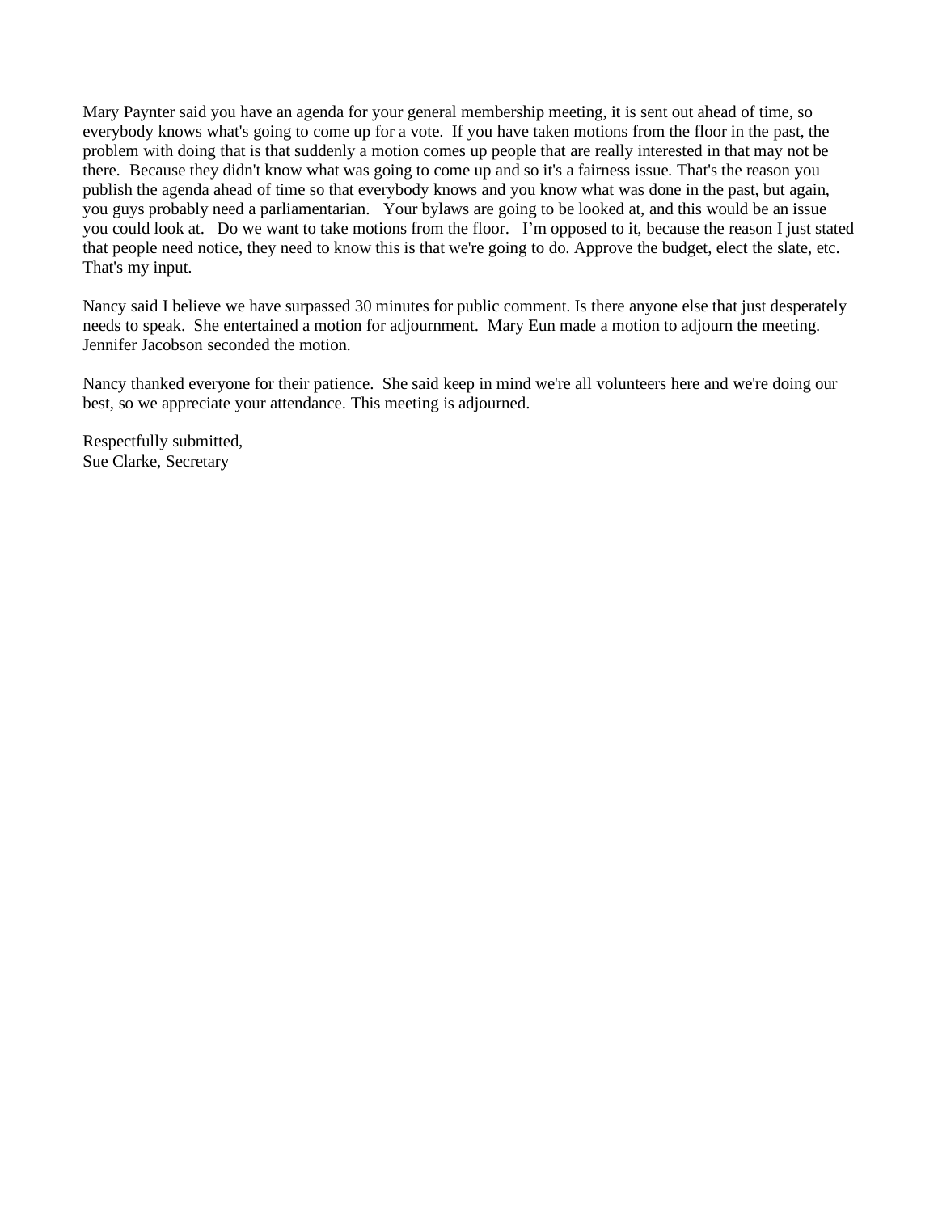Mary Paynter said you have an agenda for your general membership meeting, it is sent out ahead of time, so everybody knows what's going to come up for a vote. If you have taken motions from the floor in the past, the problem with doing that is that suddenly a motion comes up people that are really interested in that may not be there. Because they didn't know what was going to come up and so it's a fairness issue. That's the reason you publish the agenda ahead of time so that everybody knows and you know what was done in the past, but again, you guys probably need a parliamentarian. Your bylaws are going to be looked at, and this would be an issue you could look at. Do we want to take motions from the floor. I'm opposed to it, because the reason I just stated that people need notice, they need to know this is that we're going to do. Approve the budget, elect the slate, etc. That's my input.

Nancy said I believe we have surpassed 30 minutes for public comment. Is there anyone else that just desperately needs to speak. She entertained a motion for adjournment. Mary Eun made a motion to adjourn the meeting. Jennifer Jacobson seconded the motion.

Nancy thanked everyone for their patience. She said keep in mind we're all volunteers here and we're doing our best, so we appreciate your attendance. This meeting is adjourned.

Respectfully submitted,
Sue Clarke, Secretary